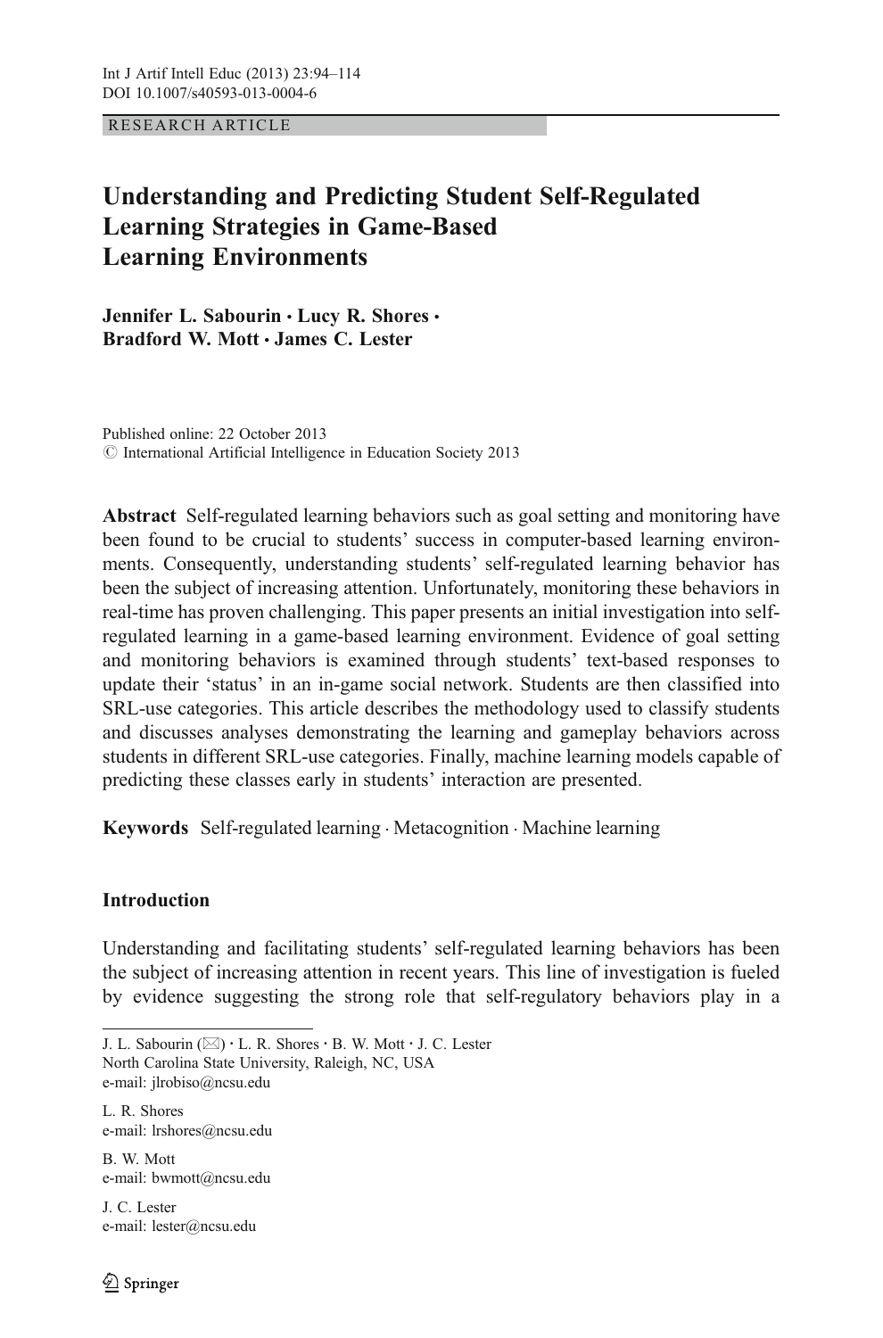RESEARCH ARTICLE

# Understanding and Predicting Student Self-Regulated Learning Strategies in Game-Based Learning Environments

**Jennifer L. Sabourin · Lucy R. Shores · Bradford W. Mott · James C. Lester**

Published online: 22 October 2013
© International Artificial Intelligence in Education Society 2013

**Abstract** Self-regulated learning behaviors such as goal setting and monitoring have been found to be crucial to students' success in computer-based learning environments. Consequently, understanding students' self-regulated learning behavior has been the subject of increasing attention. Unfortunately, monitoring these behaviors in real-time has proven challenging. This paper presents an initial investigation into self-regulated learning in a game-based learning environment. Evidence of goal setting and monitoring behaviors is examined through students' text-based responses to update their 'status' in an in-game social network. Students are then classified into SRL-use categories. This article describes the methodology used to classify students and discusses analyses demonstrating the learning and gameplay behaviors across students in different SRL-use categories. Finally, machine learning models capable of predicting these classes early in students' interaction are presented.

**Keywords** Self-regulated learning · Metacognition · Machine learning

## Introduction

Understanding and facilitating students' self-regulated learning behaviors has been the subject of increasing attention in recent years. This line of investigation is fueled by evidence suggesting the strong role that self-regulatory behaviors play in a

---

J. L. Sabourin (✉) · L. R. Shores · B. W. Mott · J. C. Lester
North Carolina State University, Raleigh, NC, USA
e-mail: jlrobiso@ncsu.edu

L. R. Shores
e-mail: lrshores@ncsu.edu

B. W. Mott
e-mail: bwmott@ncsu.edu

J. C. Lester
e-mail: lester@ncsu.edu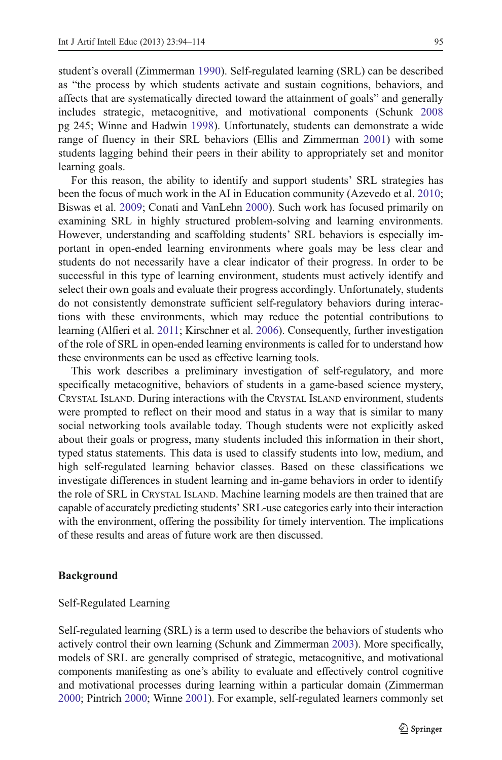student's overall (Zimmerman 1990). Self-regulated learning (SRL) can be described as "the process by which students activate and sustain cognitions, behaviors, and affects that are systematically directed toward the attainment of goals" and generally includes strategic, metacognitive, and motivational components (Schunk 2008 pg 245; Winne and Hadwin 1998). Unfortunately, students can demonstrate a wide range of fluency in their SRL behaviors (Ellis and Zimmerman 2001) with some students lagging behind their peers in their ability to appropriately set and monitor learning goals.

For this reason, the ability to identify and support students' SRL strategies has been the focus of much work in the AI in Education community (Azevedo et al. 2010; Biswas et al. 2009; Conati and VanLehn 2000). Such work has focused primarily on examining SRL in highly structured problem-solving and learning environments. However, understanding and scaffolding students' SRL behaviors is especially important in open-ended learning environments where goals may be less clear and students do not necessarily have a clear indicator of their progress. In order to be successful in this type of learning environment, students must actively identify and select their own goals and evaluate their progress accordingly. Unfortunately, students do not consistently demonstrate sufficient self-regulatory behaviors during interactions with these environments, which may reduce the potential contributions to learning (Alfieri et al. 2011; Kirschner et al. 2006). Consequently, further investigation of the role of SRL in open-ended learning environments is called for to understand how these environments can be used as effective learning tools.

This work describes a preliminary investigation of self-regulatory, and more specifically metacognitive, behaviors of students in a game-based science mystery, Crystal Island. During interactions with the Crystal Island environment, students were prompted to reflect on their mood and status in a way that is similar to many social networking tools available today. Though students were not explicitly asked about their goals or progress, many students included this information in their short, typed status statements. This data is used to classify students into low, medium, and high self-regulated learning behavior classes. Based on these classifications we investigate differences in student learning and in-game behaviors in order to identify the role of SRL in Crystal Island. Machine learning models are then trained that are capable of accurately predicting students' SRL-use categories early into their interaction with the environment, offering the possibility for timely intervention. The implications of these results and areas of future work are then discussed.

## Background

### Self-Regulated Learning

Self-regulated learning (SRL) is a term used to describe the behaviors of students who actively control their own learning (Schunk and Zimmerman 2003). More specifically, models of SRL are generally comprised of strategic, metacognitive, and motivational components manifesting as one's ability to evaluate and effectively control cognitive and motivational processes during learning within a particular domain (Zimmerman 2000; Pintrich 2000; Winne 2001). For example, self-regulated learners commonly set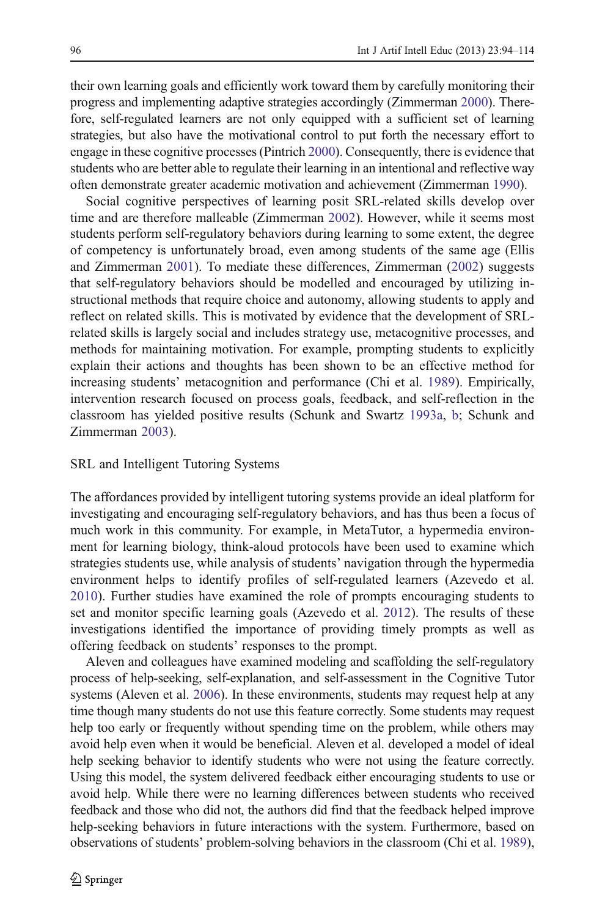their own learning goals and efficiently work toward them by carefully monitoring their progress and implementing adaptive strategies accordingly (Zimmerman 2000). Therefore, self-regulated learners are not only equipped with a sufficient set of learning strategies, but also have the motivational control to put forth the necessary effort to engage in these cognitive processes (Pintrich 2000). Consequently, there is evidence that students who are better able to regulate their learning in an intentional and reflective way often demonstrate greater academic motivation and achievement (Zimmerman 1990).

Social cognitive perspectives of learning posit SRL-related skills develop over time and are therefore malleable (Zimmerman 2002). However, while it seems most students perform self-regulatory behaviors during learning to some extent, the degree of competency is unfortunately broad, even among students of the same age (Ellis and Zimmerman 2001). To mediate these differences, Zimmerman (2002) suggests that self-regulatory behaviors should be modelled and encouraged by utilizing instructional methods that require choice and autonomy, allowing students to apply and reflect on related skills. This is motivated by evidence that the development of SRL-related skills is largely social and includes strategy use, metacognitive processes, and methods for maintaining motivation. For example, prompting students to explicitly explain their actions and thoughts has been shown to be an effective method for increasing students' metacognition and performance (Chi et al. 1989). Empirically, intervention research focused on process goals, feedback, and self-reflection in the classroom has yielded positive results (Schunk and Swartz 1993a, b; Schunk and Zimmerman 2003).

## SRL and Intelligent Tutoring Systems

The affordances provided by intelligent tutoring systems provide an ideal platform for investigating and encouraging self-regulatory behaviors, and has thus been a focus of much work in this community. For example, in MetaTutor, a hypermedia environment for learning biology, think-aloud protocols have been used to examine which strategies students use, while analysis of students' navigation through the hypermedia environment helps to identify profiles of self-regulated learners (Azevedo et al. 2010). Further studies have examined the role of prompts encouraging students to set and monitor specific learning goals (Azevedo et al. 2012). The results of these investigations identified the importance of providing timely prompts as well as offering feedback on students' responses to the prompt.

Aleven and colleagues have examined modeling and scaffolding the self-regulatory process of help-seeking, self-explanation, and self-assessment in the Cognitive Tutor systems (Aleven et al. 2006). In these environments, students may request help at any time though many students do not use this feature correctly. Some students may request help too early or frequently without spending time on the problem, while others may avoid help even when it would be beneficial. Aleven et al. developed a model of ideal help seeking behavior to identify students who were not using the feature correctly. Using this model, the system delivered feedback either encouraging students to use or avoid help. While there were no learning differences between students who received feedback and those who did not, the authors did find that the feedback helped improve help-seeking behaviors in future interactions with the system. Furthermore, based on observations of students' problem-solving behaviors in the classroom (Chi et al. 1989),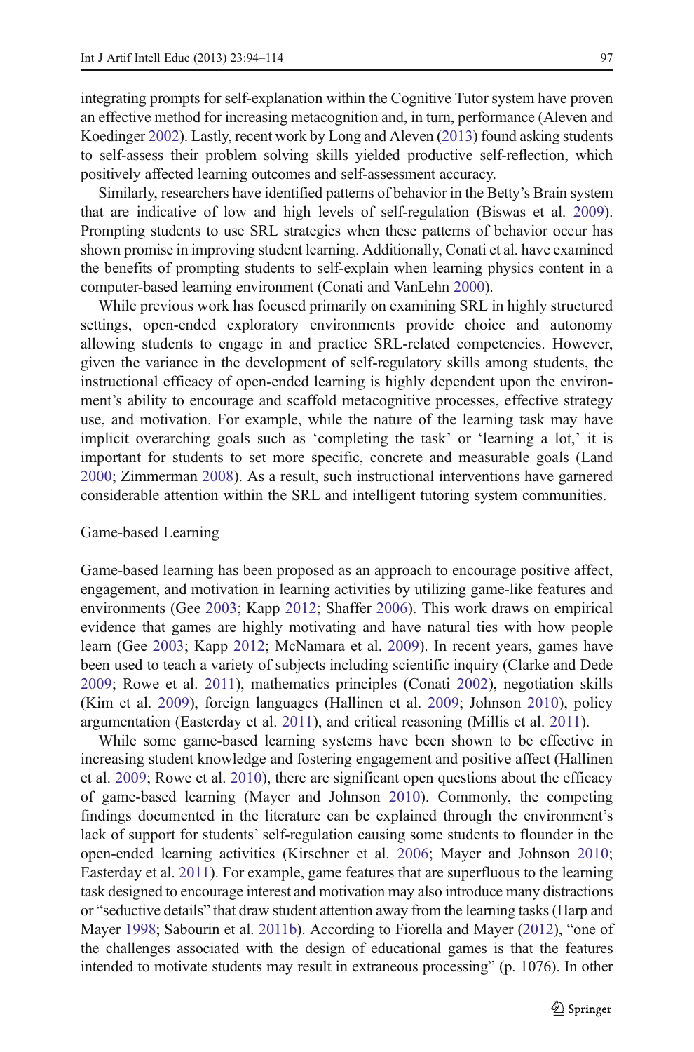integrating prompts for self-explanation within the Cognitive Tutor system have proven an effective method for increasing metacognition and, in turn, performance (Aleven and Koedinger 2002). Lastly, recent work by Long and Aleven (2013) found asking students to self-assess their problem solving skills yielded productive self-reflection, which positively affected learning outcomes and self-assessment accuracy.

Similarly, researchers have identified patterns of behavior in the Betty's Brain system that are indicative of low and high levels of self-regulation (Biswas et al. 2009). Prompting students to use SRL strategies when these patterns of behavior occur has shown promise in improving student learning. Additionally, Conati et al. have examined the benefits of prompting students to self-explain when learning physics content in a computer-based learning environment (Conati and VanLehn 2000).

While previous work has focused primarily on examining SRL in highly structured settings, open-ended exploratory environments provide choice and autonomy allowing students to engage in and practice SRL-related competencies. However, given the variance in the development of self-regulatory skills among students, the instructional efficacy of open-ended learning is highly dependent upon the environment's ability to encourage and scaffold metacognitive processes, effective strategy use, and motivation. For example, while the nature of the learning task may have implicit overarching goals such as 'completing the task' or 'learning a lot,' it is important for students to set more specific, concrete and measurable goals (Land 2000; Zimmerman 2008). As a result, such instructional interventions have garnered considerable attention within the SRL and intelligent tutoring system communities.

## Game-based Learning

Game-based learning has been proposed as an approach to encourage positive affect, engagement, and motivation in learning activities by utilizing game-like features and environments (Gee 2003; Kapp 2012; Shaffer 2006). This work draws on empirical evidence that games are highly motivating and have natural ties with how people learn (Gee 2003; Kapp 2012; McNamara et al. 2009). In recent years, games have been used to teach a variety of subjects including scientific inquiry (Clarke and Dede 2009; Rowe et al. 2011), mathematics principles (Conati 2002), negotiation skills (Kim et al. 2009), foreign languages (Hallinen et al. 2009; Johnson 2010), policy argumentation (Easterday et al. 2011), and critical reasoning (Millis et al. 2011).

While some game-based learning systems have been shown to be effective in increasing student knowledge and fostering engagement and positive affect (Hallinen et al. 2009; Rowe et al. 2010), there are significant open questions about the efficacy of game-based learning (Mayer and Johnson 2010). Commonly, the competing findings documented in the literature can be explained through the environment's lack of support for students' self-regulation causing some students to flounder in the open-ended learning activities (Kirschner et al. 2006; Mayer and Johnson 2010; Easterday et al. 2011). For example, game features that are superfluous to the learning task designed to encourage interest and motivation may also introduce many distractions or "seductive details" that draw student attention away from the learning tasks (Harp and Mayer 1998; Sabourin et al. 2011b). According to Fiorella and Mayer (2012), "one of the challenges associated with the design of educational games is that the features intended to motivate students may result in extraneous processing" (p. 1076). In other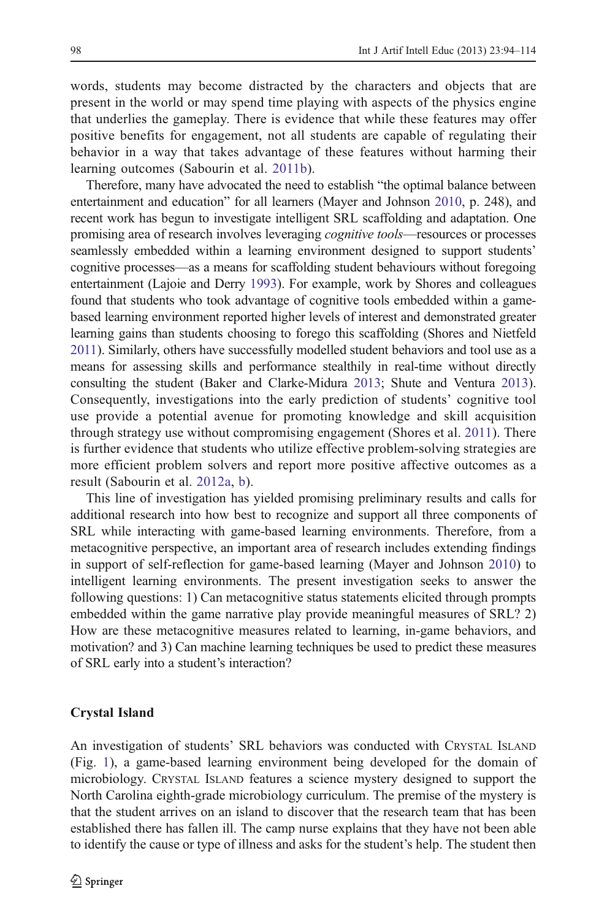words, students may become distracted by the characters and objects that are present in the world or may spend time playing with aspects of the physics engine that underlies the gameplay. There is evidence that while these features may offer positive benefits for engagement, not all students are capable of regulating their behavior in a way that takes advantage of these features without harming their learning outcomes (Sabourin et al. 2011b).

Therefore, many have advocated the need to establish "the optimal balance between entertainment and education" for all learners (Mayer and Johnson 2010, p. 248), and recent work has begun to investigate intelligent SRL scaffolding and adaptation. One promising area of research involves leveraging *cognitive tools*—resources or processes seamlessly embedded within a learning environment designed to support students' cognitive processes—as a means for scaffolding student behaviours without foregoing entertainment (Lajoie and Derry 1993). For example, work by Shores and colleagues found that students who took advantage of cognitive tools embedded within a game-based learning environment reported higher levels of interest and demonstrated greater learning gains than students choosing to forego this scaffolding (Shores and Nietfeld 2011). Similarly, others have successfully modelled student behaviors and tool use as a means for assessing skills and performance stealthily in real-time without directly consulting the student (Baker and Clarke-Midura 2013; Shute and Ventura 2013). Consequently, investigations into the early prediction of students' cognitive tool use provide a potential avenue for promoting knowledge and skill acquisition through strategy use without compromising engagement (Shores et al. 2011). There is further evidence that students who utilize effective problem-solving strategies are more efficient problem solvers and report more positive affective outcomes as a result (Sabourin et al. 2012a, b).

This line of investigation has yielded promising preliminary results and calls for additional research into how best to recognize and support all three components of SRL while interacting with game-based learning environments. Therefore, from a metacognitive perspective, an important area of research includes extending findings in support of self-reflection for game-based learning (Mayer and Johnson 2010) to intelligent learning environments. The present investigation seeks to answer the following questions: 1) Can metacognitive status statements elicited through prompts embedded within the game narrative play provide meaningful measures of SRL? 2) How are these metacognitive measures related to learning, in-game behaviors, and motivation? and 3) Can machine learning techniques be used to predict these measures of SRL early into a student's interaction?

## Crystal Island

An investigation of students' SRL behaviors was conducted with CRYSTAL ISLAND (Fig. 1), a game-based learning environment being developed for the domain of microbiology. CRYSTAL ISLAND features a science mystery designed to support the North Carolina eighth-grade microbiology curriculum. The premise of the mystery is that the student arrives on an island to discover that the research team that has been established there has fallen ill. The camp nurse explains that they have not been able to identify the cause or type of illness and asks for the student's help. The student then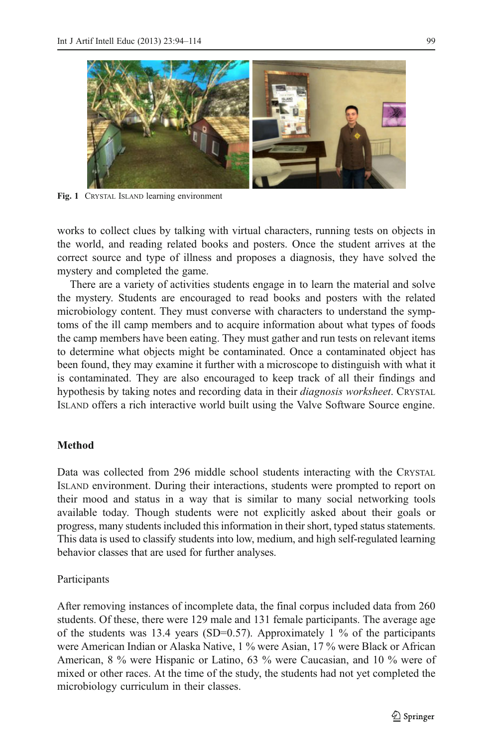Fig. 1 CRYSTAL ISLAND learning environment

works to collect clues by talking with virtual characters, running tests on objects in the world, and reading related books and posters. Once the student arrives at the correct source and type of illness and proposes a diagnosis, they have solved the mystery and completed the game.

There are a variety of activities students engage in to learn the material and solve the mystery. Students are encouraged to read books and posters with the related microbiology content. They must converse with characters to understand the symptoms of the ill camp members and to acquire information about what types of foods the camp members have been eating. They must gather and run tests on relevant items to determine what objects might be contaminated. Once a contaminated object has been found, they may examine it further with a microscope to distinguish with what it is contaminated. They are also encouraged to keep track of all their findings and hypothesis by taking notes and recording data in their *diagnosis worksheet*. CRYSTAL ISLAND offers a rich interactive world built using the Valve Software Source engine.

## Method

Data was collected from 296 middle school students interacting with the CRYSTAL ISLAND environment. During their interactions, students were prompted to report on their mood and status in a way that is similar to many social networking tools available today. Though students were not explicitly asked about their goals or progress, many students included this information in their short, typed status statements. This data is used to classify students into low, medium, and high self-regulated learning behavior classes that are used for further analyses.

### Participants

After removing instances of incomplete data, the final corpus included data from 260 students. Of these, there were 129 male and 131 female participants. The average age of the students was 13.4 years (SD=0.57). Approximately 1 % of the participants were American Indian or Alaska Native, 1 % were Asian, 17 % were Black or African American, 8 % were Hispanic or Latino, 63 % were Caucasian, and 10 % were of mixed or other races. At the time of the study, the students had not yet completed the microbiology curriculum in their classes.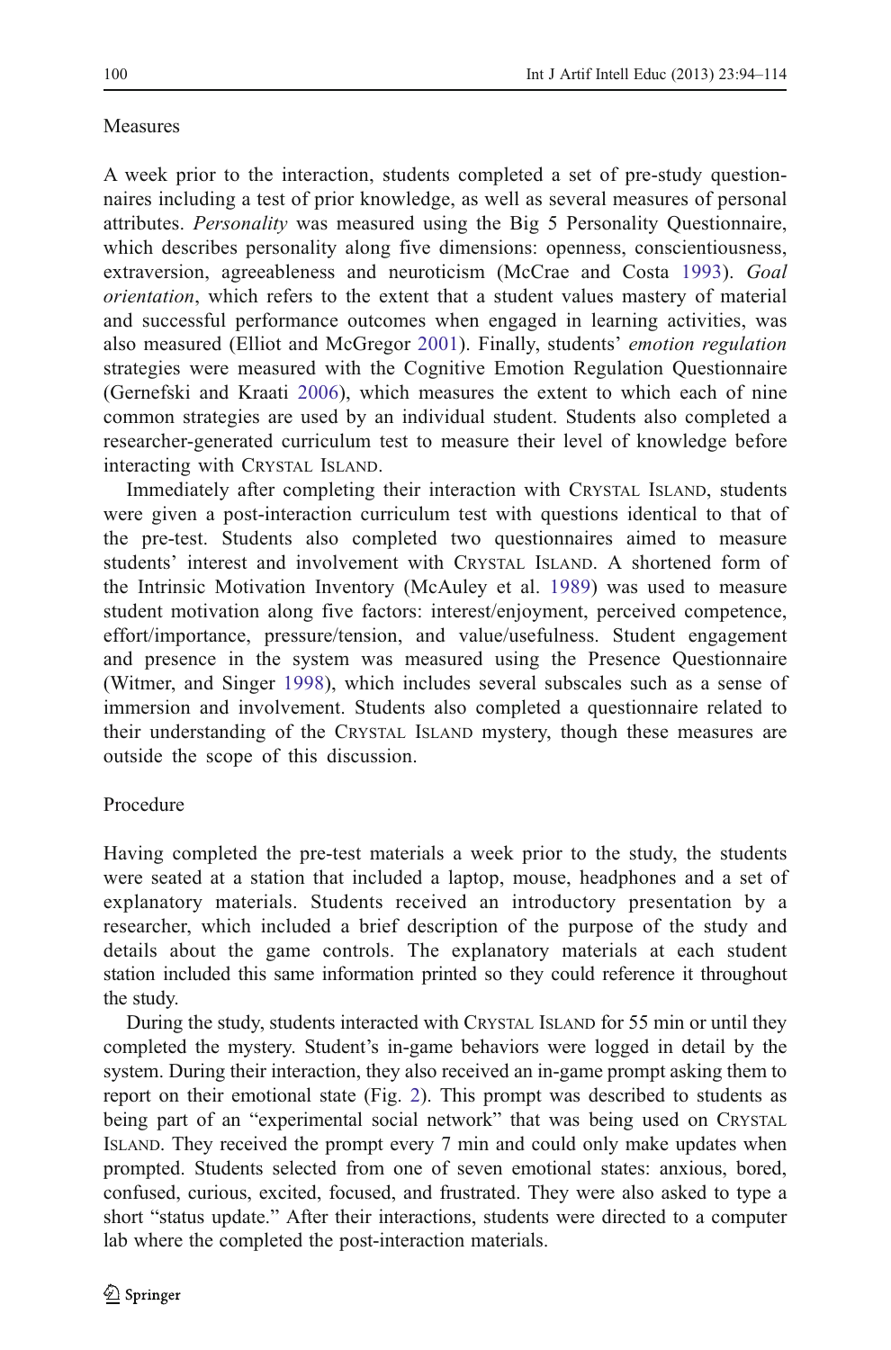### Measures

A week prior to the interaction, students completed a set of pre-study questionnaires including a test of prior knowledge, as well as several measures of personal attributes. *Personality* was measured using the Big 5 Personality Questionnaire, which describes personality along five dimensions: openness, conscientiousness, extraversion, agreeableness and neuroticism (McCrae and Costa 1993). *Goal orientation*, which refers to the extent that a student values mastery of material and successful performance outcomes when engaged in learning activities, was also measured (Elliot and McGregor 2001). Finally, students' *emotion regulation* strategies were measured with the Cognitive Emotion Regulation Questionnaire (Gernefski and Kraati 2006), which measures the extent to which each of nine common strategies are used by an individual student. Students also completed a researcher-generated curriculum test to measure their level of knowledge before interacting with Crystal Island.

Immediately after completing their interaction with Crystal Island, students were given a post-interaction curriculum test with questions identical to that of the pre-test. Students also completed two questionnaires aimed to measure students' interest and involvement with Crystal Island. A shortened form of the Intrinsic Motivation Inventory (McAuley et al. 1989) was used to measure student motivation along five factors: interest/enjoyment, perceived competence, effort/importance, pressure/tension, and value/usefulness. Student engagement and presence in the system was measured using the Presence Questionnaire (Witmer, and Singer 1998), which includes several subscales such as a sense of immersion and involvement. Students also completed a questionnaire related to their understanding of the Crystal Island mystery, though these measures are outside the scope of this discussion.

### Procedure

Having completed the pre-test materials a week prior to the study, the students were seated at a station that included a laptop, mouse, headphones and a set of explanatory materials. Students received an introductory presentation by a researcher, which included a brief description of the purpose of the study and details about the game controls. The explanatory materials at each student station included this same information printed so they could reference it throughout the study.

During the study, students interacted with Crystal Island for 55 min or until they completed the mystery. Student's in-game behaviors were logged in detail by the system. During their interaction, they also received an in-game prompt asking them to report on their emotional state (Fig. 2). This prompt was described to students as being part of an "experimental social network" that was being used on Crystal Island. They received the prompt every 7 min and could only make updates when prompted. Students selected from one of seven emotional states: anxious, bored, confused, curious, excited, focused, and frustrated. They were also asked to type a short "status update." After their interactions, students were directed to a computer lab where the completed the post-interaction materials.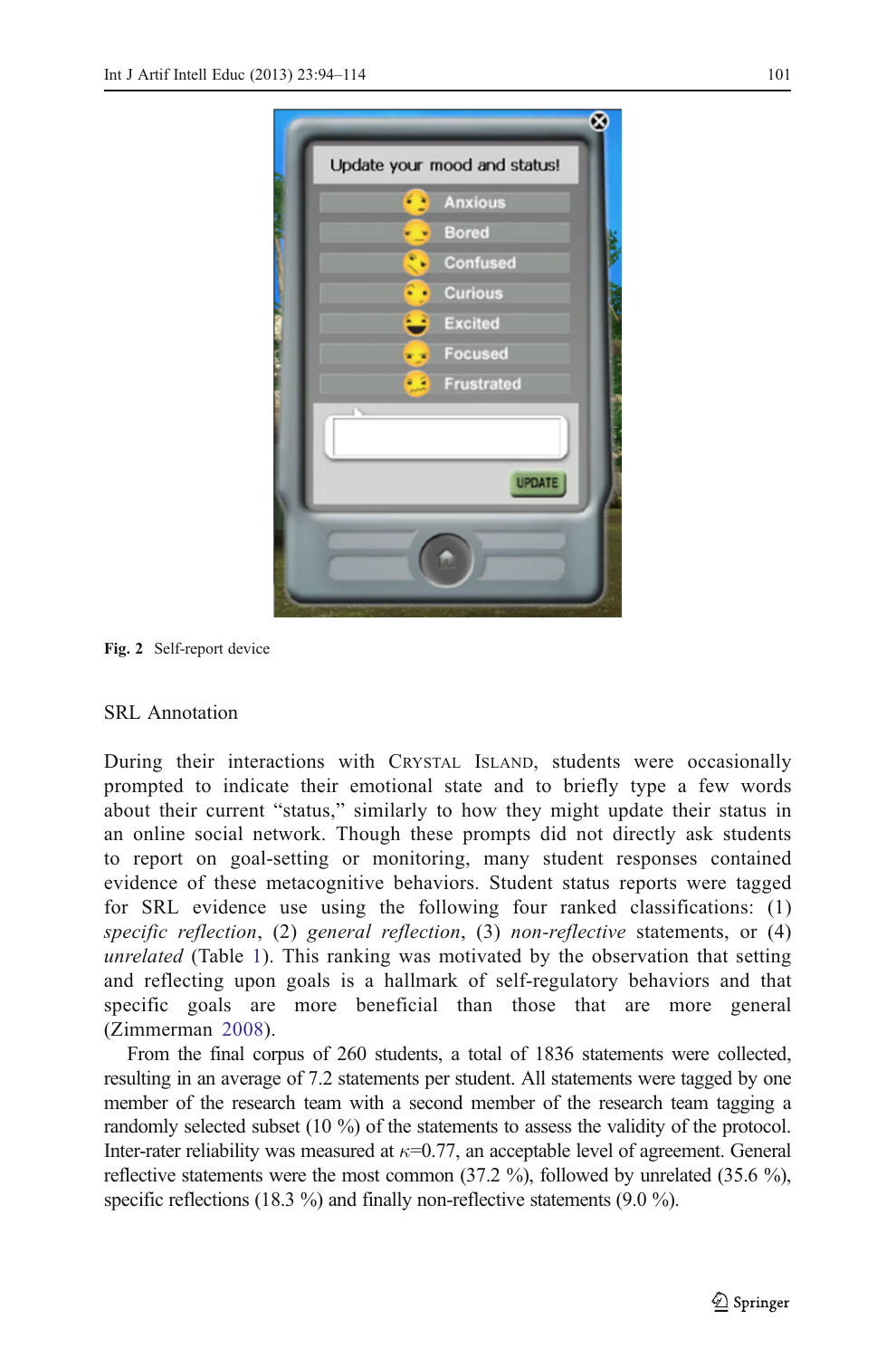Fig. 2 Self-report device

## SRL Annotation

During their interactions with CRYSTAL ISLAND, students were occasionally prompted to indicate their emotional state and to briefly type a few words about their current "status," similarly to how they might update their status in an online social network. Though these prompts did not directly ask students to report on goal-setting or monitoring, many student responses contained evidence of these metacognitive behaviors. Student status reports were tagged for SRL evidence use using the following four ranked classifications: (1) *specific reflection*, (2) *general reflection*, (3) *non-reflective* statements, or (4) *unrelated* (Table 1). This ranking was motivated by the observation that setting and reflecting upon goals is a hallmark of self-regulatory behaviors and that specific goals are more beneficial than those that are more general (Zimmerman 2008).

From the final corpus of 260 students, a total of 1836 statements were collected, resulting in an average of 7.2 statements per student. All statements were tagged by one member of the research team with a second member of the research team tagging a randomly selected subset (10 %) of the statements to assess the validity of the protocol. Inter-rater reliability was measured at $\kappa$=0.77, an acceptable level of agreement. General reflective statements were the most common (37.2 %), followed by unrelated (35.6 %), specific reflections (18.3 %) and finally non-reflective statements (9.0 %).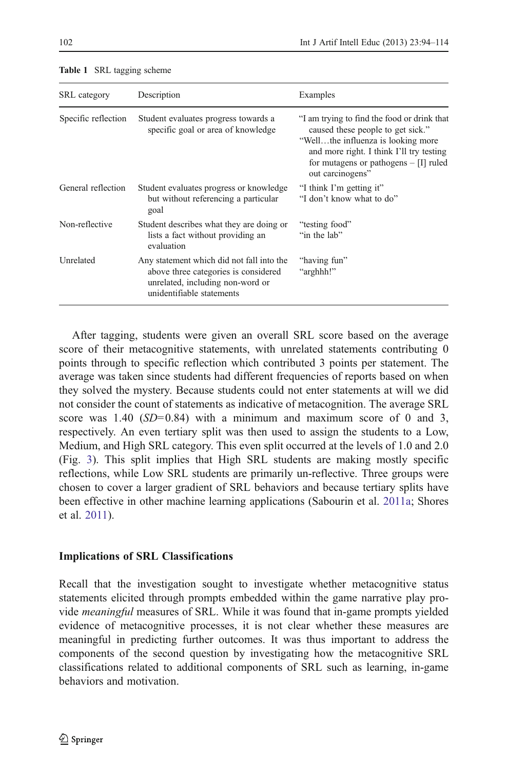**Table 1** SRL tagging scheme

| SRL category | Description | Examples |
|---|---|---|
| Specific reflection | Student evaluates progress towards a specific goal or area of knowledge | "I am trying to find the food or drink that caused these people to get sick." "Well…the influenza is looking more and more right. I think I'll try testing for mutagens or pathogens – [I] ruled out carcinogens" |
| General reflection | Student evaluates progress or knowledge but without referencing a particular goal | "I think I'm getting it" "I don't know what to do" |
| Non-reflective | Student describes what they are doing or lists a fact without providing an evaluation | "testing food" "in the lab" |
| Unrelated | Any statement which did not fall into the above three categories is considered unrelated, including non-word or unidentifiable statements | "having fun" "arghhh!" |

After tagging, students were given an overall SRL score based on the average score of their metacognitive statements, with unrelated statements contributing 0 points through to specific reflection which contributed 3 points per statement. The average was taken since students had different frequencies of reports based on when they solved the mystery. Because students could not enter statements at will we did not consider the count of statements as indicative of metacognition. The average SRL score was 1.40 ($SD$=0.84) with a minimum and maximum score of 0 and 3, respectively. An even tertiary split was then used to assign the students to a Low, Medium, and High SRL category. This even split occurred at the levels of 1.0 and 2.0 (Fig. 3). This split implies that High SRL students are making mostly specific reflections, while Low SRL students are primarily un-reflective. Three groups were chosen to cover a larger gradient of SRL behaviors and because tertiary splits have been effective in other machine learning applications (Sabourin et al. 2011a; Shores et al. 2011).

### Implications of SRL Classifications

Recall that the investigation sought to investigate whether metacognitive status statements elicited through prompts embedded within the game narrative play provide *meaningful* measures of SRL. While it was found that in-game prompts yielded evidence of metacognitive processes, it is not clear whether these measures are meaningful in predicting further outcomes. It was thus important to address the components of the second question by investigating how the metacognitive SRL classifications related to additional components of SRL such as learning, in-game behaviors and motivation.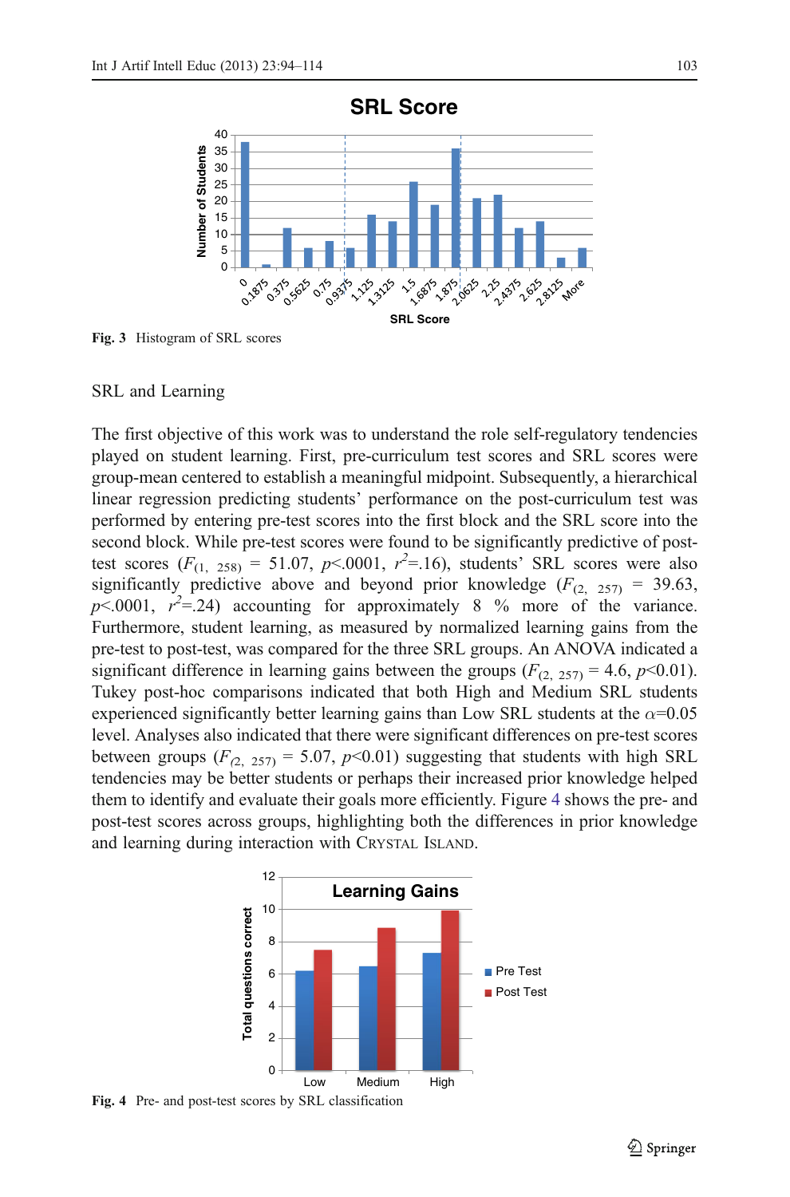Fig. 3 Histogram of SRL scores

### SRL and Learning

The first objective of this work was to understand the role self-regulatory tendencies played on student learning. First, pre-curriculum test scores and SRL scores were group-mean centered to establish a meaningful midpoint. Subsequently, a hierarchical linear regression predicting students' performance on the post-curriculum test was performed by entering pre-test scores into the first block and the SRL score into the second block. While pre-test scores were found to be significantly predictive of post-test scores ($F_{(1,\ 258)}$ = 51.07, $p$<.0001, $r^2$=.16), students' SRL scores were also significantly predictive above and beyond prior knowledge ($F_{(2,\ 257)}$ = 39.63, $p$<.0001, $r^2$=.24) accounting for approximately 8 % more of the variance. Furthermore, student learning, as measured by normalized learning gains from the pre-test to post-test, was compared for the three SRL groups. An ANOVA indicated a significant difference in learning gains between the groups ($F_{(2,\ 257)}$ = 4.6, $p$<0.01). Tukey post-hoc comparisons indicated that both High and Medium SRL students experienced significantly better learning gains than Low SRL students at the $\alpha$=0.05 level. Analyses also indicated that there were significant differences on pre-test scores between groups ($F_{(2,\ 257)}$ = 5.07, $p$<0.01) suggesting that students with high SRL tendencies may be better students or perhaps their increased prior knowledge helped them to identify and evaluate their goals more efficiently. Figure 4 shows the pre- and post-test scores across groups, highlighting both the differences in prior knowledge and learning during interaction with Crystal Island.

Fig. 4 Pre- and post-test scores by SRL classification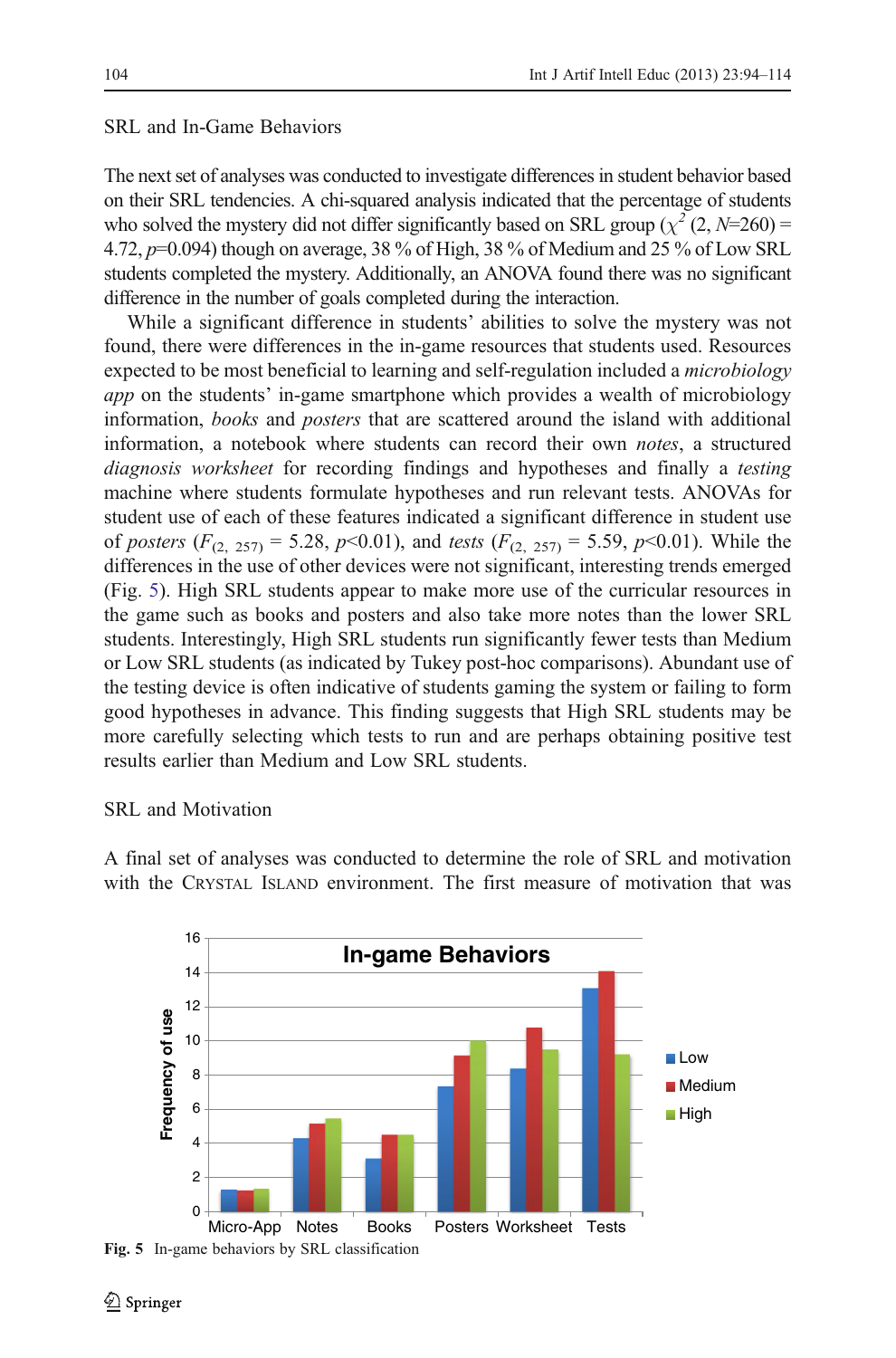### SRL and In-Game Behaviors

The next set of analyses was conducted to investigate differences in student behavior based on their SRL tendencies. A chi-squared analysis indicated that the percentage of students who solved the mystery did not differ significantly based on SRL group ($\chi^2$ (2, $N$=260) = 4.72, $p$=0.094) though on average, 38 % of High, 38 % of Medium and 25 % of Low SRL students completed the mystery. Additionally, an ANOVA found there was no significant difference in the number of goals completed during the interaction.

While a significant difference in students' abilities to solve the mystery was not found, there were differences in the in-game resources that students used. Resources expected to be most beneficial to learning and self-regulation included a *microbiology app* on the students' in-game smartphone which provides a wealth of microbiology information, *books* and *posters* that are scattered around the island with additional information, a notebook where students can record their own *notes*, a structured *diagnosis worksheet* for recording findings and hypotheses and finally a *testing* machine where students formulate hypotheses and run relevant tests. ANOVAs for student use of each of these features indicated a significant difference in student use of *posters* ($F_{(2,\ 257)}$ = 5.28, $p$<0.01), and *tests* ($F_{(2,\ 257)}$ = 5.59, $p$<0.01). While the differences in the use of other devices were not significant, interesting trends emerged (Fig. 5). High SRL students appear to make more use of the curricular resources in the game such as books and posters and also take more notes than the lower SRL students. Interestingly, High SRL students run significantly fewer tests than Medium or Low SRL students (as indicated by Tukey post-hoc comparisons). Abundant use of the testing device is often indicative of students gaming the system or failing to form good hypotheses in advance. This finding suggests that High SRL students may be more carefully selecting which tests to run and are perhaps obtaining positive test results earlier than Medium and Low SRL students.

### SRL and Motivation

A final set of analyses was conducted to determine the role of SRL and motivation with the CRYSTAL ISLAND environment. The first measure of motivation that was

**Fig. 5** In-game behaviors by SRL classification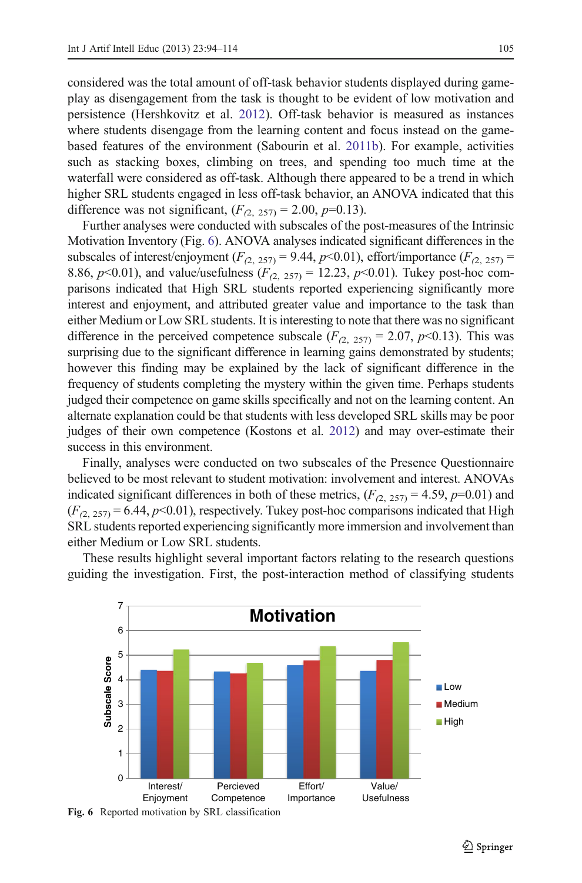considered was the total amount of off-task behavior students displayed during gameplay as disengagement from the task is thought to be evident of low motivation and persistence (Hershkovitz et al. 2012). Off-task behavior is measured as instances where students disengage from the learning content and focus instead on the game-based features of the environment (Sabourin et al. 2011b). For example, activities such as stacking boxes, climbing on trees, and spending too much time at the waterfall were considered as off-task. Although there appeared to be a trend in which higher SRL students engaged in less off-task behavior, an ANOVA indicated that this difference was not significant, ($F_{(2,\ 257)} = 2.00$, $p$=0.13).

Further analyses were conducted with subscales of the post-measures of the Intrinsic Motivation Inventory (Fig. 6). ANOVA analyses indicated significant differences in the subscales of interest/enjoyment ($F_{(2,\ 257)} = 9.44$, $p<0.01$), effort/importance ($F_{(2,\ 257)} = 8.86$, $p<0.01$), and value/usefulness ($F_{(2,\ 257)} = 12.23$, $p<0.01$). Tukey post-hoc comparisons indicated that High SRL students reported experiencing significantly more interest and enjoyment, and attributed greater value and importance to the task than either Medium or Low SRL students. It is interesting to note that there was no significant difference in the perceived competence subscale ($F_{(2,\ 257)} = 2.07$, $p<0.13$). This was surprising due to the significant difference in learning gains demonstrated by students; however this finding may be explained by the lack of significant difference in the frequency of students completing the mystery within the given time. Perhaps students judged their competence on game skills specifically and not on the learning content. An alternate explanation could be that students with less developed SRL skills may be poor judges of their own competence (Kostons et al. 2012) and may over-estimate their success in this environment.

Finally, analyses were conducted on two subscales of the Presence Questionnaire believed to be most relevant to student motivation: involvement and interest. ANOVAs indicated significant differences in both of these metrics, ($F_{(2,\ 257)} = 4.59$, $p$=0.01) and ($F_{(2,\ 257)} = 6.44$, $p<0.01$), respectively. Tukey post-hoc comparisons indicated that High SRL students reported experiencing significantly more immersion and involvement than either Medium or Low SRL students.

These results highlight several important factors relating to the research questions guiding the investigation. First, the post-interaction method of classifying students

**Fig. 6** Reported motivation by SRL classification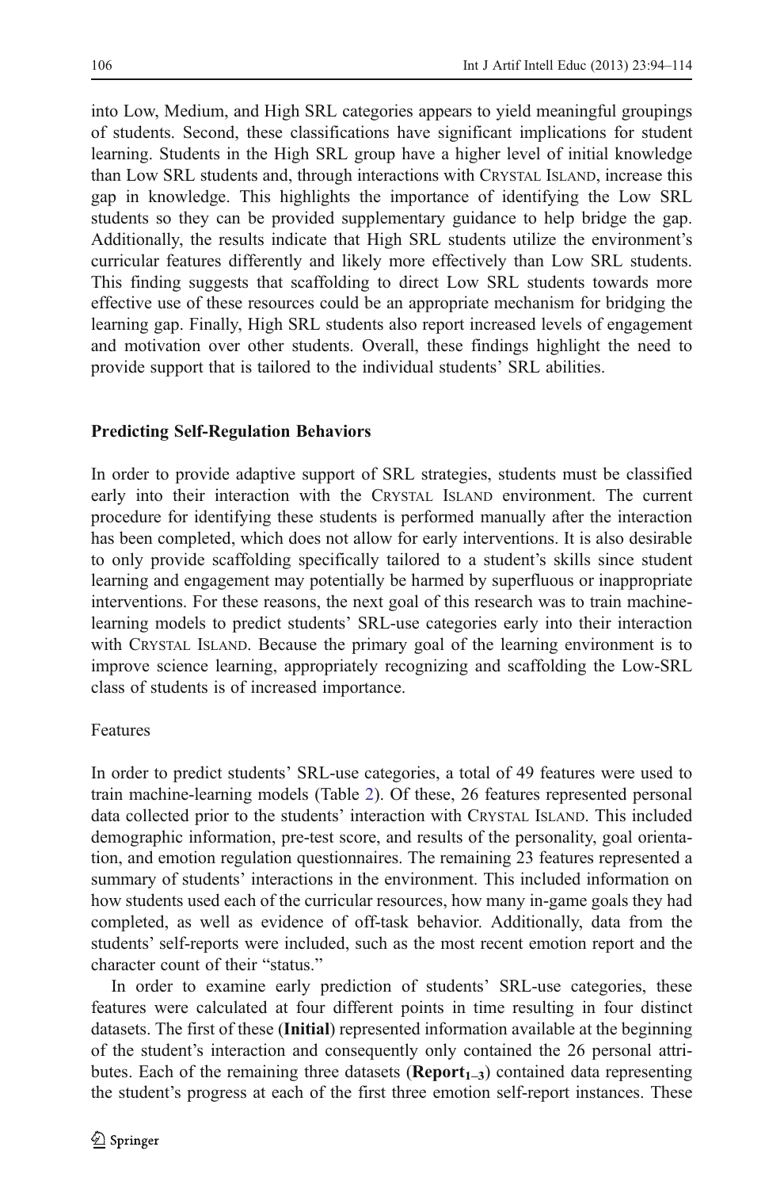into Low, Medium, and High SRL categories appears to yield meaningful groupings of students. Second, these classifications have significant implications for student learning. Students in the High SRL group have a higher level of initial knowledge than Low SRL students and, through interactions with Crystal Island, increase this gap in knowledge. This highlights the importance of identifying the Low SRL students so they can be provided supplementary guidance to help bridge the gap. Additionally, the results indicate that High SRL students utilize the environment's curricular features differently and likely more effectively than Low SRL students. This finding suggests that scaffolding to direct Low SRL students towards more effective use of these resources could be an appropriate mechanism for bridging the learning gap. Finally, High SRL students also report increased levels of engagement and motivation over other students. Overall, these findings highlight the need to provide support that is tailored to the individual students' SRL abilities.

## Predicting Self-Regulation Behaviors

In order to provide adaptive support of SRL strategies, students must be classified early into their interaction with the Crystal Island environment. The current procedure for identifying these students is performed manually after the interaction has been completed, which does not allow for early interventions. It is also desirable to only provide scaffolding specifically tailored to a student's skills since student learning and engagement may potentially be harmed by superfluous or inappropriate interventions. For these reasons, the next goal of this research was to train machine-learning models to predict students' SRL-use categories early into their interaction with Crystal Island. Because the primary goal of the learning environment is to improve science learning, appropriately recognizing and scaffolding the Low-SRL class of students is of increased importance.

### Features

In order to predict students' SRL-use categories, a total of 49 features were used to train machine-learning models (Table 2). Of these, 26 features represented personal data collected prior to the students' interaction with Crystal Island. This included demographic information, pre-test score, and results of the personality, goal orientation, and emotion regulation questionnaires. The remaining 23 features represented a summary of students' interactions in the environment. This included information on how students used each of the curricular resources, how many in-game goals they had completed, as well as evidence of off-task behavior. Additionally, data from the students' self-reports were included, such as the most recent emotion report and the character count of their "status."

In order to examine early prediction of students' SRL-use categories, these features were calculated at four different points in time resulting in four distinct datasets. The first of these (**Initial**) represented information available at the beginning of the student's interaction and consequently only contained the 26 personal attributes. Each of the remaining three datasets (**Report$_{1\text{–}3}$**) contained data representing the student's progress at each of the first three emotion self-report instances. These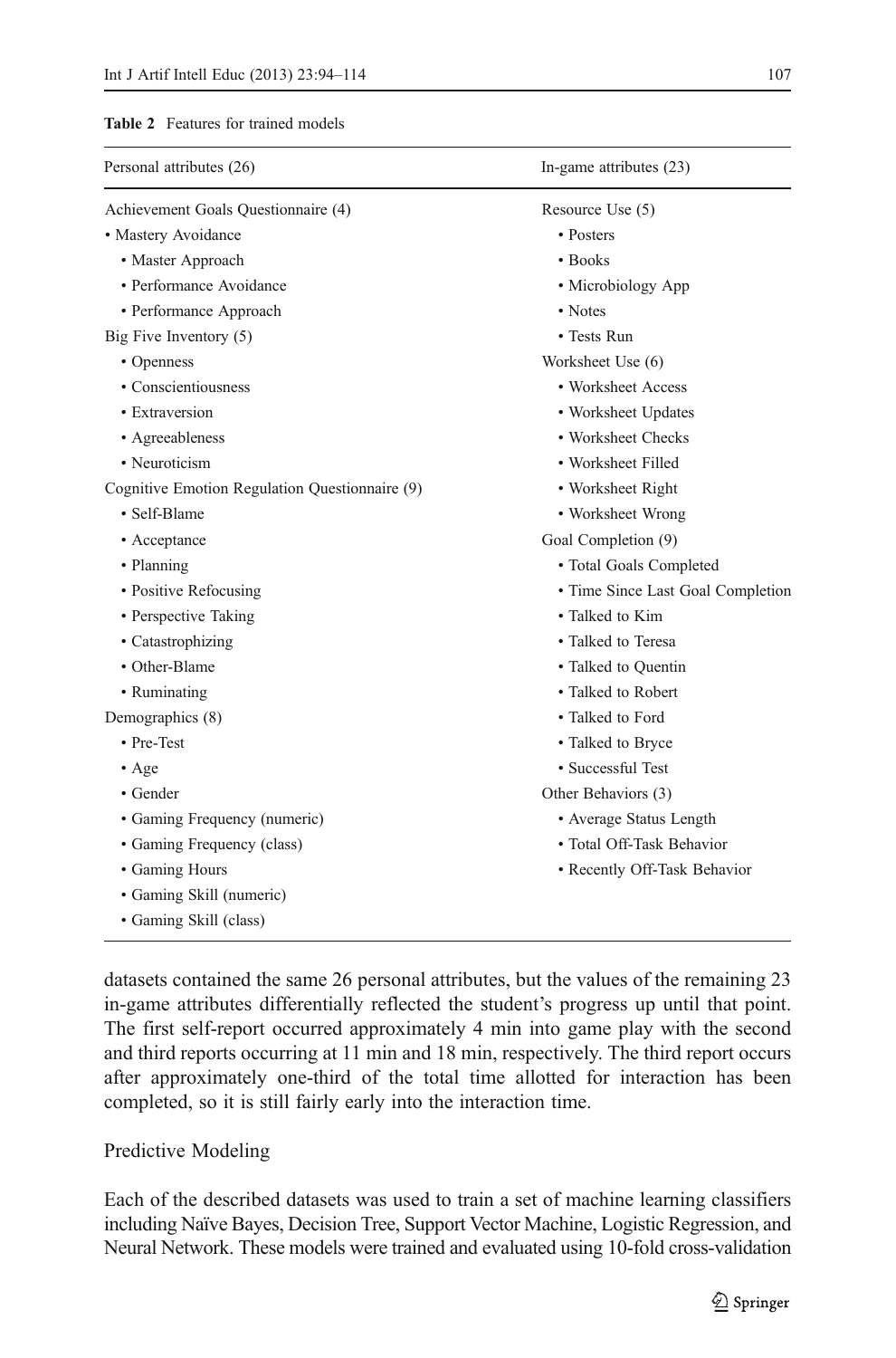**Table 2** Features for trained models

| Personal attributes (26) | In-game attributes (23) |
|---|---|
| Achievement Goals Questionnaire (4) | Resource Use (5) |
| • Mastery Avoidance | • Posters |
| • Master Approach | • Books |
| • Performance Avoidance | • Microbiology App |
| • Performance Approach | • Notes |
| Big Five Inventory (5) | • Tests Run |
| • Openness | Worksheet Use (6) |
| • Conscientiousness | • Worksheet Access |
| • Extraversion | • Worksheet Updates |
| • Agreeableness | • Worksheet Checks |
| • Neuroticism | • Worksheet Filled |
| Cognitive Emotion Regulation Questionnaire (9) | • Worksheet Right |
| • Self-Blame | • Worksheet Wrong |
| • Acceptance | Goal Completion (9) |
| • Planning | • Total Goals Completed |
| • Positive Refocusing | • Time Since Last Goal Completion |
| • Perspective Taking | • Talked to Kim |
| • Catastrophizing | • Talked to Teresa |
| • Other-Blame | • Talked to Quentin |
| • Ruminating | • Talked to Robert |
| Demographics (8) | • Talked to Ford |
| • Pre-Test | • Talked to Bryce |
| • Age | • Successful Test |
| • Gender | Other Behaviors (3) |
| • Gaming Frequency (numeric) | • Average Status Length |
| • Gaming Frequency (class) | • Total Off-Task Behavior |
| • Gaming Hours | • Recently Off-Task Behavior |
| • Gaming Skill (numeric) | |
| • Gaming Skill (class) | |

datasets contained the same 26 personal attributes, but the values of the remaining 23 in-game attributes differentially reflected the student's progress up until that point. The first self-report occurred approximately 4 min into game play with the second and third reports occurring at 11 min and 18 min, respectively. The third report occurs after approximately one-third of the total time allotted for interaction has been completed, so it is still fairly early into the interaction time.

## Predictive Modeling

Each of the described datasets was used to train a set of machine learning classifiers including Naïve Bayes, Decision Tree, Support Vector Machine, Logistic Regression, and Neural Network. These models were trained and evaluated using 10-fold cross-validation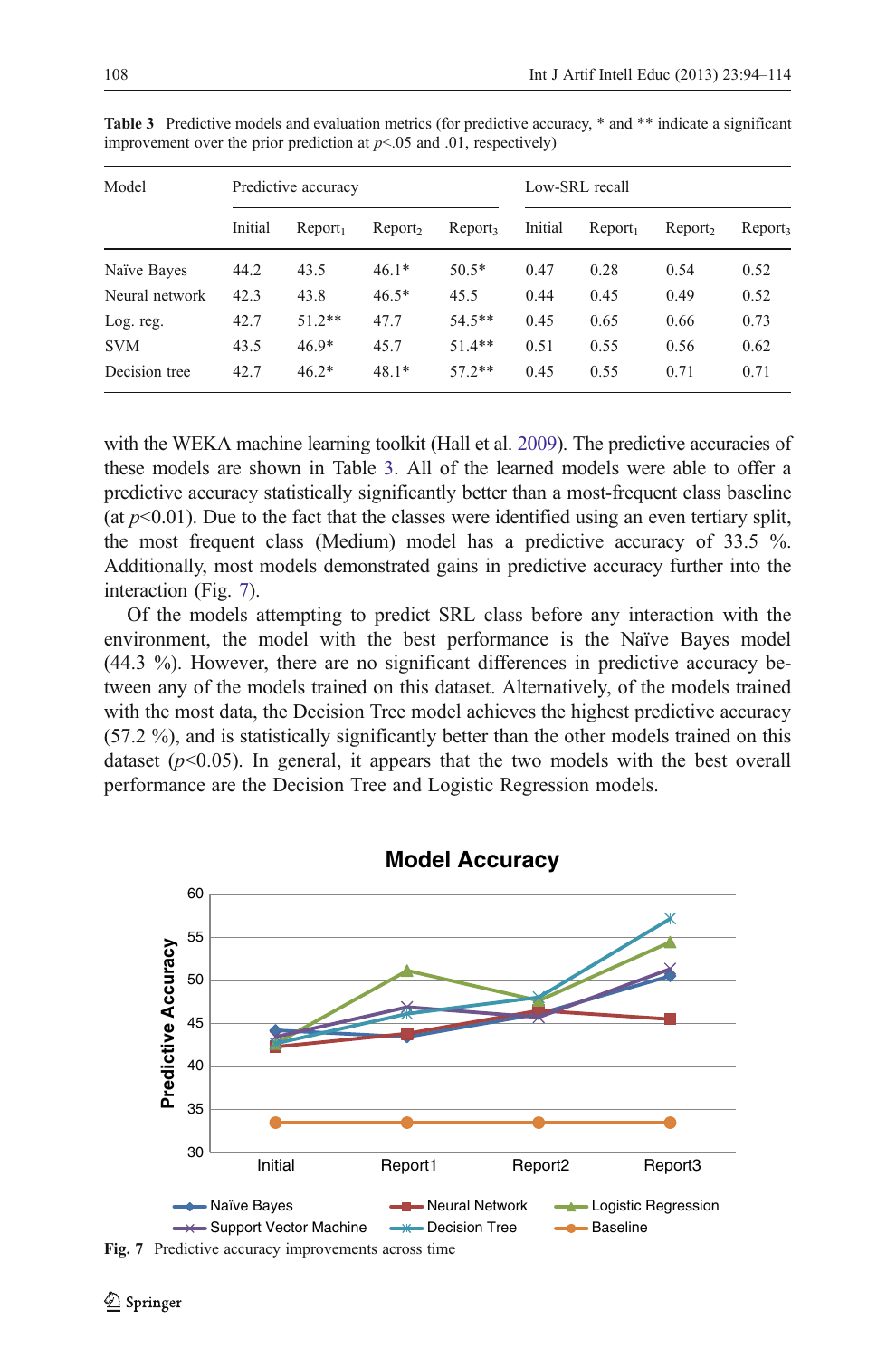**Table 3** Predictive models and evaluation metrics (for predictive accuracy, * and ** indicate a significant improvement over the prior prediction at $p$<.05 and .01, respectively)

| Model | Predictive accuracy | | | | Low-SRL recall | | | |
|---|---|---|---|---|---|---|---|---|
| | Initial | $Report_1$ | $Report_2$ | $Report_3$ | Initial | $Report_1$ | $Report_2$ | $Report_3$ |
| Naïve Bayes | 44.2 | 43.5 | 46.1* | 50.5* | 0.47 | 0.28 | 0.54 | 0.52 |
| Neural network | 42.3 | 43.8 | 46.5* | 45.5 | 0.44 | 0.45 | 0.49 | 0.52 |
| Log. reg. | 42.7 | 51.2** | 47.7 | 54.5** | 0.45 | 0.65 | 0.66 | 0.73 |
| SVM | 43.5 | 46.9* | 45.7 | 51.4** | 0.51 | 0.55 | 0.56 | 0.62 |
| Decision tree | 42.7 | 46.2* | 48.1* | 57.2** | 0.45 | 0.55 | 0.71 | 0.71 |

with the WEKA machine learning toolkit (Hall et al. 2009). The predictive accuracies of these models are shown in Table 3. All of the learned models were able to offer a predictive accuracy statistically significantly better than a most-frequent class baseline (at $p$<0.01). Due to the fact that the classes were identified using an even tertiary split, the most frequent class (Medium) model has a predictive accuracy of 33.5 %. Additionally, most models demonstrated gains in predictive accuracy further into the interaction (Fig. 7).

Of the models attempting to predict SRL class before any interaction with the environment, the model with the best performance is the Naïve Bayes model (44.3 %). However, there are no significant differences in predictive accuracy between any of the models trained on this dataset. Alternatively, of the models trained with the most data, the Decision Tree model achieves the highest predictive accuracy (57.2 %), and is statistically significantly better than the other models trained on this dataset ($p$<0.05). In general, it appears that the two models with the best overall performance are the Decision Tree and Logistic Regression models.

**Fig. 7** Predictive accuracy improvements across time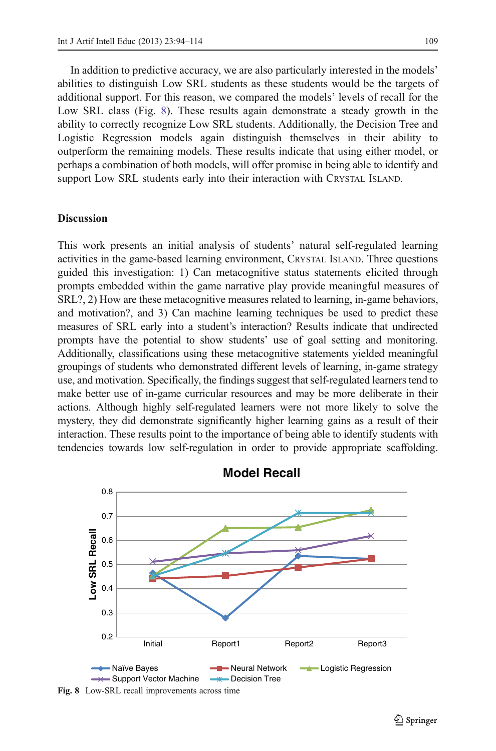In addition to predictive accuracy, we are also particularly interested in the models' abilities to distinguish Low SRL students as these students would be the targets of additional support. For this reason, we compared the models' levels of recall for the Low SRL class (Fig. 8). These results again demonstrate a steady growth in the ability to correctly recognize Low SRL students. Additionally, the Decision Tree and Logistic Regression models again distinguish themselves in their ability to outperform the remaining models. These results indicate that using either model, or perhaps a combination of both models, will offer promise in being able to identify and support Low SRL students early into their interaction with Crystal Island.

## Discussion

This work presents an initial analysis of students' natural self-regulated learning activities in the game-based learning environment, Crystal Island. Three questions guided this investigation: 1) Can metacognitive status statements elicited through prompts embedded within the game narrative play provide meaningful measures of SRL?, 2) How are these metacognitive measures related to learning, in-game behaviors, and motivation?, and 3) Can machine learning techniques be used to predict these measures of SRL early into a student's interaction? Results indicate that undirected prompts have the potential to show students' use of goal setting and monitoring. Additionally, classifications using these metacognitive statements yielded meaningful groupings of students who demonstrated different levels of learning, in-game strategy use, and motivation. Specifically, the findings suggest that self-regulated learners tend to make better use of in-game curricular resources and may be more deliberate in their actions. Although highly self-regulated learners were not more likely to solve the mystery, they did demonstrate significantly higher learning gains as a result of their interaction. These results point to the importance of being able to identify students with tendencies towards low self-regulation in order to provide appropriate scaffolding.

Model Recall

Low SRL Recall

0.8
0.7
0.6
0.5
0.4
0.3
0.2

Initial
Report1
Report2
Report3

Naïve Bayes
Neural Network
Logistic Regression
Support Vector Machine
Decision Tree

**Fig. 8** Low-SRL recall improvements across time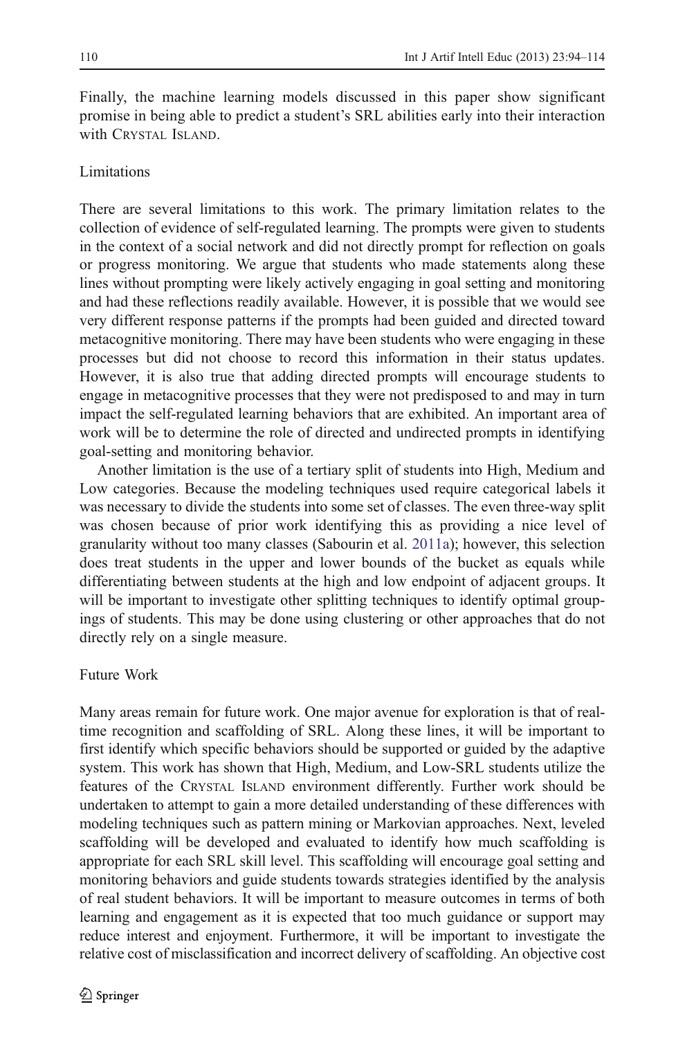Finally, the machine learning models discussed in this paper show significant promise in being able to predict a student's SRL abilities early into their interaction with Crystal Island.

## Limitations

There are several limitations to this work. The primary limitation relates to the collection of evidence of self-regulated learning. The prompts were given to students in the context of a social network and did not directly prompt for reflection on goals or progress monitoring. We argue that students who made statements along these lines without prompting were likely actively engaging in goal setting and monitoring and had these reflections readily available. However, it is possible that we would see very different response patterns if the prompts had been guided and directed toward metacognitive monitoring. There may have been students who were engaging in these processes but did not choose to record this information in their status updates. However, it is also true that adding directed prompts will encourage students to engage in metacognitive processes that they were not predisposed to and may in turn impact the self-regulated learning behaviors that are exhibited. An important area of work will be to determine the role of directed and undirected prompts in identifying goal-setting and monitoring behavior.

Another limitation is the use of a tertiary split of students into High, Medium and Low categories. Because the modeling techniques used require categorical labels it was necessary to divide the students into some set of classes. The even three-way split was chosen because of prior work identifying this as providing a nice level of granularity without too many classes (Sabourin et al. 2011a); however, this selection does treat students in the upper and lower bounds of the bucket as equals while differentiating between students at the high and low endpoint of adjacent groups. It will be important to investigate other splitting techniques to identify optimal groupings of students. This may be done using clustering or other approaches that do not directly rely on a single measure.

## Future Work

Many areas remain for future work. One major avenue for exploration is that of real-time recognition and scaffolding of SRL. Along these lines, it will be important to first identify which specific behaviors should be supported or guided by the adaptive system. This work has shown that High, Medium, and Low-SRL students utilize the features of the Crystal Island environment differently. Further work should be undertaken to attempt to gain a more detailed understanding of these differences with modeling techniques such as pattern mining or Markovian approaches. Next, leveled scaffolding will be developed and evaluated to identify how much scaffolding is appropriate for each SRL skill level. This scaffolding will encourage goal setting and monitoring behaviors and guide students towards strategies identified by the analysis of real student behaviors. It will be important to measure outcomes in terms of both learning and engagement as it is expected that too much guidance or support may reduce interest and enjoyment. Furthermore, it will be important to investigate the relative cost of misclassification and incorrect delivery of scaffolding. An objective cost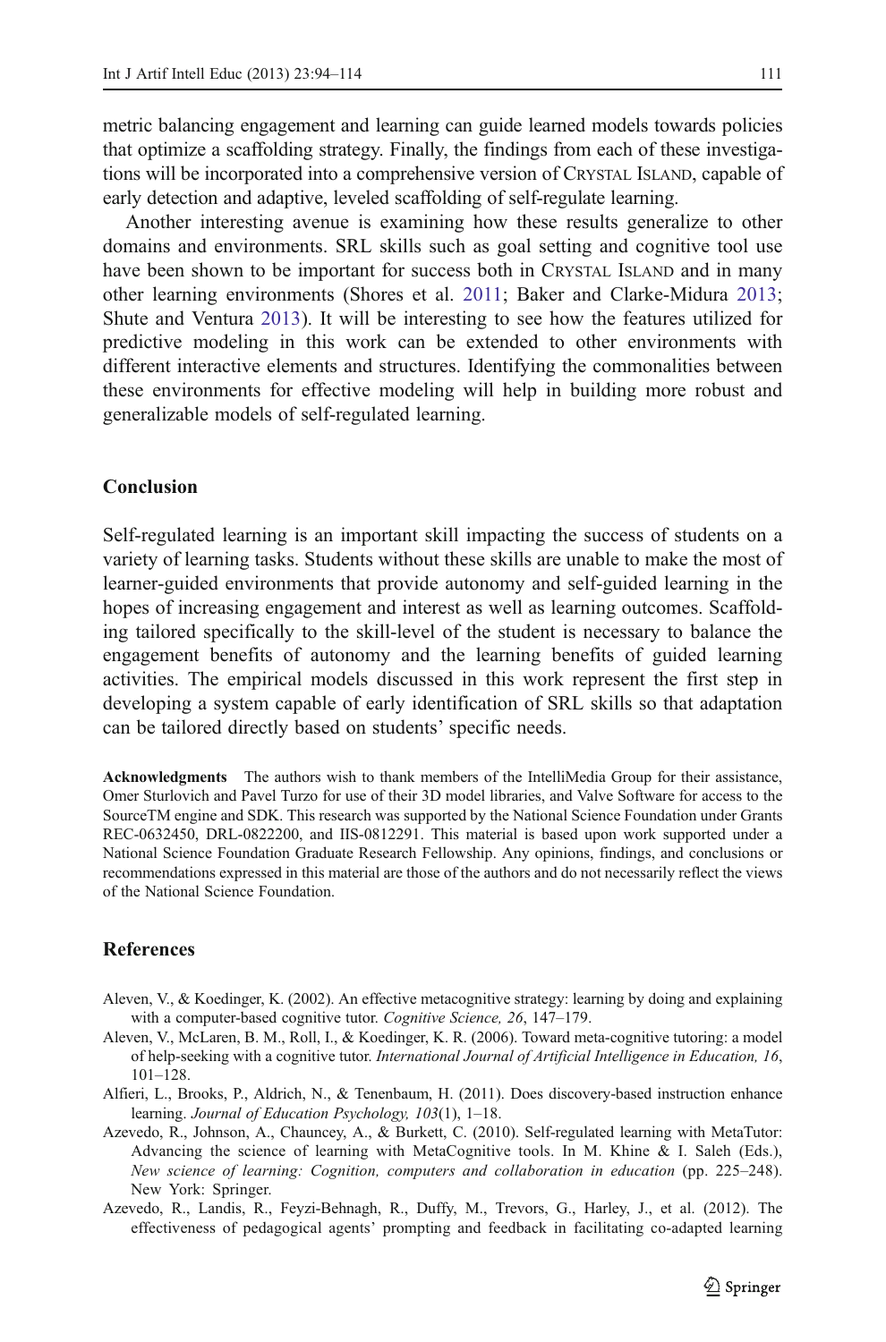metric balancing engagement and learning can guide learned models towards policies that optimize a scaffolding strategy. Finally, the findings from each of these investigations will be incorporated into a comprehensive version of CRYSTAL ISLAND, capable of early detection and adaptive, leveled scaffolding of self-regulate learning.

Another interesting avenue is examining how these results generalize to other domains and environments. SRL skills such as goal setting and cognitive tool use have been shown to be important for success both in CRYSTAL ISLAND and in many other learning environments (Shores et al. 2011; Baker and Clarke-Midura 2013; Shute and Ventura 2013). It will be interesting to see how the features utilized for predictive modeling in this work can be extended to other environments with different interactive elements and structures. Identifying the commonalities between these environments for effective modeling will help in building more robust and generalizable models of self-regulated learning.

## Conclusion

Self-regulated learning is an important skill impacting the success of students on a variety of learning tasks. Students without these skills are unable to make the most of learner-guided environments that provide autonomy and self-guided learning in the hopes of increasing engagement and interest as well as learning outcomes. Scaffolding tailored specifically to the skill-level of the student is necessary to balance the engagement benefits of autonomy and the learning benefits of guided learning activities. The empirical models discussed in this work represent the first step in developing a system capable of early identification of SRL skills so that adaptation can be tailored directly based on students' specific needs.

**Acknowledgments** The authors wish to thank members of the IntelliMedia Group for their assistance, Omer Sturlovich and Pavel Turzo for use of their 3D model libraries, and Valve Software for access to the SourceTM engine and SDK. This research was supported by the National Science Foundation under Grants REC-0632450, DRL-0822200, and IIS-0812291. This material is based upon work supported under a National Science Foundation Graduate Research Fellowship. Any opinions, findings, and conclusions or recommendations expressed in this material are those of the authors and do not necessarily reflect the views of the National Science Foundation.

## References

Aleven, V., & Koedinger, K. (2002). An effective metacognitive strategy: learning by doing and explaining with a computer-based cognitive tutor. *Cognitive Science, 26*, 147–179.

Aleven, V., McLaren, B. M., Roll, I., & Koedinger, K. R. (2006). Toward meta-cognitive tutoring: a model of help-seeking with a cognitive tutor. *International Journal of Artificial Intelligence in Education, 16*, 101–128.

Alfieri, L., Brooks, P., Aldrich, N., & Tenenbaum, H. (2011). Does discovery-based instruction enhance learning. *Journal of Education Psychology, 103*(1), 1–18.

Azevedo, R., Johnson, A., Chauncey, A., & Burkett, C. (2010). Self-regulated learning with MetaTutor: Advancing the science of learning with MetaCognitive tools. In M. Khine & I. Saleh (Eds.), *New science of learning: Cognition, computers and collaboration in education* (pp. 225–248). New York: Springer.

Azevedo, R., Landis, R., Feyzi-Behnagh, R., Duffy, M., Trevors, G., Harley, J., et al. (2012). The effectiveness of pedagogical agents' prompting and feedback in facilitating co-adapted learning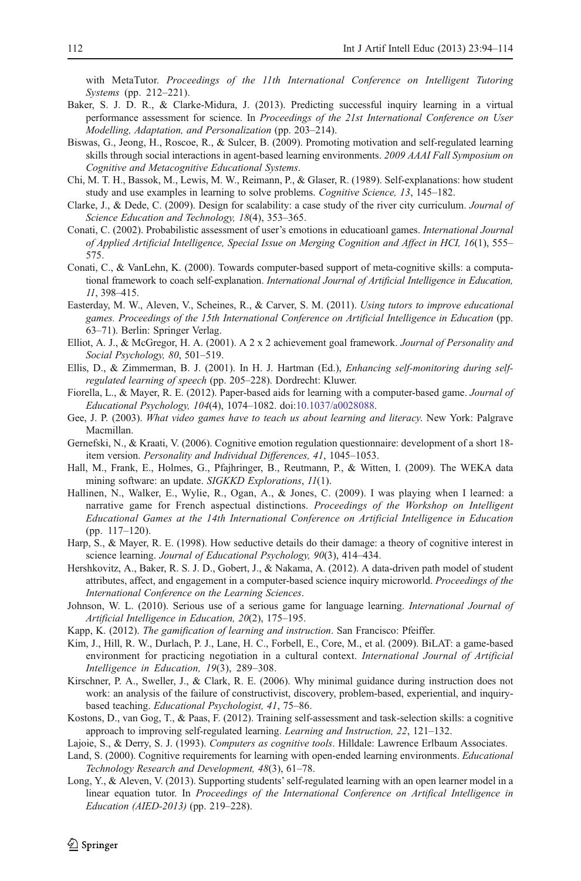with MetaTutor. *Proceedings of the 11th International Conference on Intelligent Tutoring Systems* (pp. 212–221).

Baker, S. J. D. R., & Clarke-Midura, J. (2013). Predicting successful inquiry learning in a virtual performance assessment for science. In *Proceedings of the 21st International Conference on User Modelling, Adaptation, and Personalization* (pp. 203–214).

Biswas, G., Jeong, H., Roscoe, R., & Sulcer, B. (2009). Promoting motivation and self-regulated learning skills through social interactions in agent-based learning environments. *2009 AAAI Fall Symposium on Cognitive and Metacognitive Educational Systems*.

Chi, M. T. H., Bassok, M., Lewis, M. W., Reimann, P., & Glaser, R. (1989). Self-explanations: how student study and use examples in learning to solve problems. *Cognitive Science, 13*, 145–182.

Clarke, J., & Dede, C. (2009). Design for scalability: a case study of the river city curriculum. *Journal of Science Education and Technology, 18*(4), 353–365.

Conati, C. (2002). Probabilistic assessment of user's emotions in educatioanl games. *International Journal of Applied Artificial Intelligence, Special Issue on Merging Cognition and Affect in HCI, 16*(1), 555–575.

Conati, C., & VanLehn, K. (2000). Towards computer-based support of meta-cognitive skills: a computational framework to coach self-explanation. *International Journal of Artificial Intelligence in Education, 11*, 398–415.

Easterday, M. W., Aleven, V., Scheines, R., & Carver, S. M. (2011). *Using tutors to improve educational games. Proceedings of the 15th International Conference on Artificial Intelligence in Education* (pp. 63–71). Berlin: Springer Verlag.

Elliot, A. J., & McGregor, H. A. (2001). A 2 x 2 achievement goal framework. *Journal of Personality and Social Psychology, 80*, 501–519.

Ellis, D., & Zimmerman, B. J. (2001). In H. J. Hartman (Ed.), *Enhancing self-monitoring during self-regulated learning of speech* (pp. 205–228). Dordrecht: Kluwer.

Fiorella, L., & Mayer, R. E. (2012). Paper-based aids for learning with a computer-based game. *Journal of Educational Psychology, 104*(4), 1074–1082. doi:10.1037/a0028088.

Gee, J. P. (2003). *What video games have to teach us about learning and literacy*. New York: Palgrave Macmillan.

Gernefski, N., & Kraati, V. (2006). Cognitive emotion regulation questionnaire: development of a short 18-item version. *Personality and Individual Differences, 41*, 1045–1053.

Hall, M., Frank, E., Holmes, G., Pfajhringer, B., Reutmann, P., & Witten, I. (2009). The WEKA data mining software: an update. *SIGKKD Explorations, 11*(1).

Hallinen, N., Walker, E., Wylie, R., Ogan, A., & Jones, C. (2009). I was playing when I learned: a narrative game for French aspectual distinctions. *Proceedings of the Workshop on Intelligent Educational Games at the 14th International Conference on Artificial Intelligence in Education* (pp. 117–120).

Harp, S., & Mayer, R. E. (1998). How seductive details do their damage: a theory of cognitive interest in science learning. *Journal of Educational Psychology, 90*(3), 414–434.

Hershkovitz, A., Baker, R. S. J. D., Gobert, J., & Nakama, A. (2012). A data-driven path model of student attributes, affect, and engagement in a computer-based science inquiry microworld. *Proceedings of the International Conference on the Learning Sciences*.

Johnson, W. L. (2010). Serious use of a serious game for language learning. *International Journal of Artificial Intelligence in Education, 20*(2), 175–195.

Kapp, K. (2012). *The gamification of learning and instruction*. San Francisco: Pfeiffer.

Kim, J., Hill, R. W., Durlach, P. J., Lane, H. C., Forbell, E., Core, M., et al. (2009). BiLAT: a game-based environment for practicing negotiation in a cultural context. *International Journal of Artificial Intelligence in Education, 19*(3), 289–308.

Kirschner, P. A., Sweller, J., & Clark, R. E. (2006). Why minimal guidance during instruction does not work: an analysis of the failure of constructivist, discovery, problem-based, experiential, and inquiry-based teaching. *Educational Psychologist, 41*, 75–86.

Kostons, D., van Gog, T., & Paas, F. (2012). Training self-assessment and task-selection skills: a cognitive approach to improving self-regulated learning. *Learning and Instruction, 22*, 121–132.

Lajoie, S., & Derry, S. J. (1993). *Computers as cognitive tools*. Hilldale: Lawrence Erlbaum Associates.

Land, S. (2000). Cognitive requirements for learning with open-ended learning environments. *Educational Technology Research and Development, 48*(3), 61–78.

Long, Y., & Aleven, V. (2013). Supporting students' self-regulated learning with an open learner model in a linear equation tutor. In *Proceedings of the International Conference on Artifical Intelligence in Education (AIED-2013)* (pp. 219–228).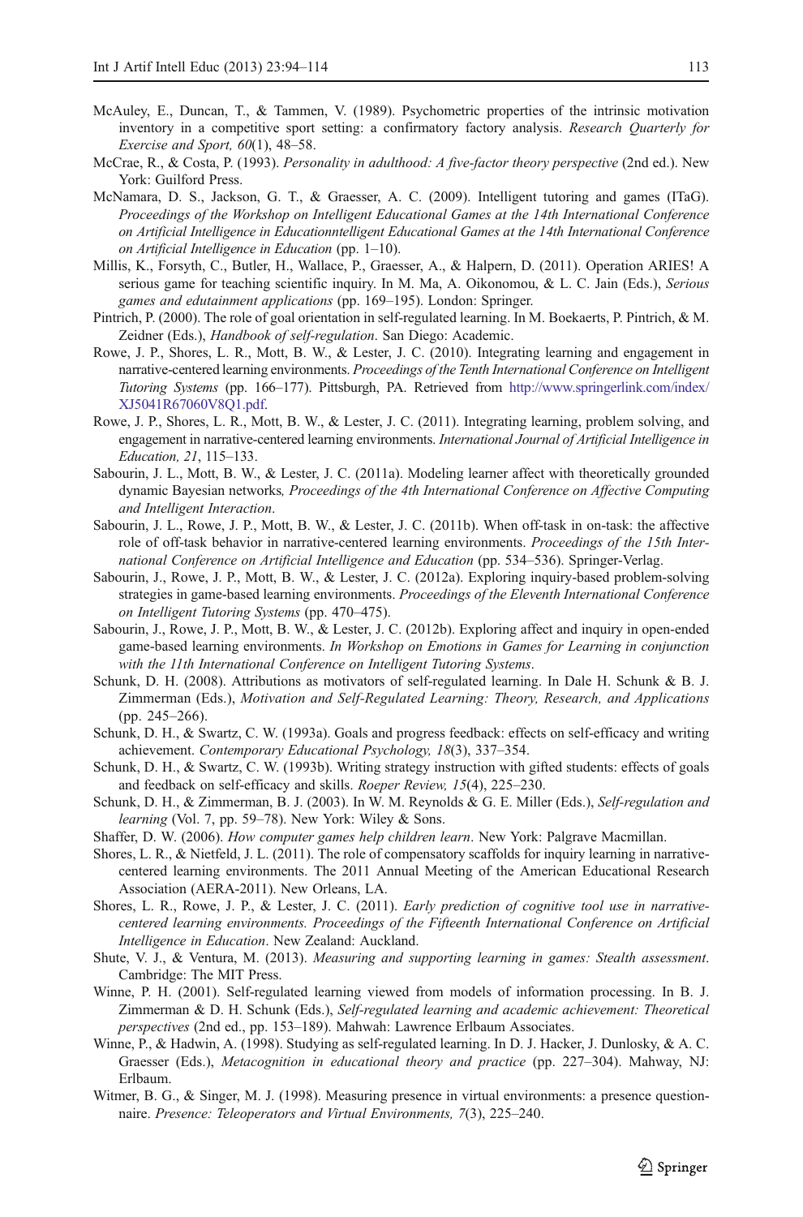McAuley, E., Duncan, T., & Tammen, V. (1989). Psychometric properties of the intrinsic motivation inventory in a competitive sport setting: a confirmatory factory analysis. *Research Quarterly for Exercise and Sport, 60*(1), 48–58.

McCrae, R., & Costa, P. (1993). *Personality in adulthood: A five-factor theory perspective* (2nd ed.). New York: Guilford Press.

McNamara, D. S., Jackson, G. T., & Graesser, A. C. (2009). Intelligent tutoring and games (ITaG). *Proceedings of the Workshop on Intelligent Educational Games at the 14th International Conference on Artificial Intelligence in Educationntelligent Educational Games at the 14th International Conference on Artificial Intelligence in Education* (pp. 1–10).

Millis, K., Forsyth, C., Butler, H., Wallace, P., Graesser, A., & Halpern, D. (2011). Operation ARIES! A serious game for teaching scientific inquiry. In M. Ma, A. Oikonomou, & L. C. Jain (Eds.), *Serious games and edutainment applications* (pp. 169–195). London: Springer.

Pintrich, P. (2000). The role of goal orientation in self-regulated learning. In M. Boekaerts, P. Pintrich, & M. Zeidner (Eds.), *Handbook of self-regulation*. San Diego: Academic.

Rowe, J. P., Shores, L. R., Mott, B. W., & Lester, J. C. (2010). Integrating learning and engagement in narrative-centered learning environments. *Proceedings of the Tenth International Conference on Intelligent Tutoring Systems* (pp. 166–177). Pittsburgh, PA. Retrieved from http://www.springerlink.com/index/XJ5041R67060V8Q1.pdf.

Rowe, J. P., Shores, L. R., Mott, B. W., & Lester, J. C. (2011). Integrating learning, problem solving, and engagement in narrative-centered learning environments. *International Journal of Artificial Intelligence in Education, 21*, 115–133.

Sabourin, J. L., Mott, B. W., & Lester, J. C. (2011a). Modeling learner affect with theoretically grounded dynamic Bayesian networks*, Proceedings of the 4th International Conference on Affective Computing and Intelligent Interaction*.

Sabourin, J. L., Rowe, J. P., Mott, B. W., & Lester, J. C. (2011b). When off-task in on-task: the affective role of off-task behavior in narrative-centered learning environments. *Proceedings of the 15th International Conference on Artificial Intelligence and Education* (pp. 534–536). Springer-Verlag.

Sabourin, J., Rowe, J. P., Mott, B. W., & Lester, J. C. (2012a). Exploring inquiry-based problem-solving strategies in game-based learning environments. *Proceedings of the Eleventh International Conference on Intelligent Tutoring Systems* (pp. 470–475).

Sabourin, J., Rowe, J. P., Mott, B. W., & Lester, J. C. (2012b). Exploring affect and inquiry in open-ended game-based learning environments. *In Workshop on Emotions in Games for Learning in conjunction with the 11th International Conference on Intelligent Tutoring Systems*.

Schunk, D. H. (2008). Attributions as motivators of self-regulated learning. In Dale H. Schunk & B. J. Zimmerman (Eds.), *Motivation and Self-Regulated Learning: Theory, Research, and Applications* (pp. 245–266).

Schunk, D. H., & Swartz, C. W. (1993a). Goals and progress feedback: effects on self-efficacy and writing achievement. *Contemporary Educational Psychology, 18*(3), 337–354.

Schunk, D. H., & Swartz, C. W. (1993b). Writing strategy instruction with gifted students: effects of goals and feedback on self-efficacy and skills. *Roeper Review, 15*(4), 225–230.

Schunk, D. H., & Zimmerman, B. J. (2003). In W. M. Reynolds & G. E. Miller (Eds.), *Self-regulation and learning* (Vol. 7, pp. 59–78). New York: Wiley & Sons.

Shaffer, D. W. (2006). *How computer games help children learn*. New York: Palgrave Macmillan.

Shores, L. R., & Nietfeld, J. L. (2011). The role of compensatory scaffolds for inquiry learning in narrative-centered learning environments. The 2011 Annual Meeting of the American Educational Research Association (AERA-2011). New Orleans, LA.

Shores, L. R., Rowe, J. P., & Lester, J. C. (2011). *Early prediction of cognitive tool use in narrative-centered learning environments. Proceedings of the Fifteenth International Conference on Artificial Intelligence in Education*. New Zealand: Auckland.

Shute, V. J., & Ventura, M. (2013). *Measuring and supporting learning in games: Stealth assessment*. Cambridge: The MIT Press.

Winne, P. H. (2001). Self-regulated learning viewed from models of information processing. In B. J. Zimmerman & D. H. Schunk (Eds.), *Self-regulated learning and academic achievement: Theoretical perspectives* (2nd ed., pp. 153–189). Mahwah: Lawrence Erlbaum Associates.

Winne, P., & Hadwin, A. (1998). Studying as self-regulated learning. In D. J. Hacker, J. Dunlosky, & A. C. Graesser (Eds.), *Metacognition in educational theory and practice* (pp. 227–304). Mahway, NJ: Erlbaum.

Witmer, B. G., & Singer, M. J. (1998). Measuring presence in virtual environments: a presence questionnaire. *Presence: Teleoperators and Virtual Environments, 7*(3), 225–240.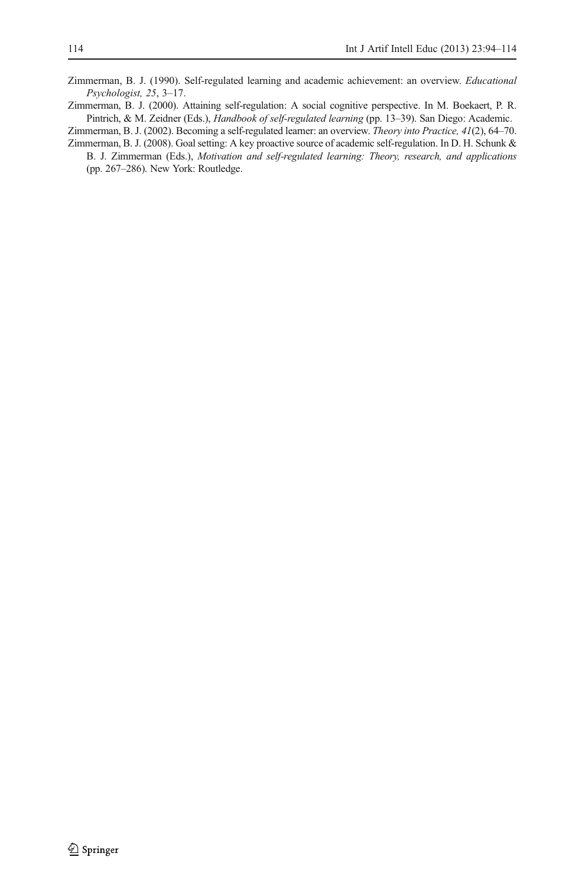Zimmerman, B. J. (1990). Self-regulated learning and academic achievement: an overview. *Educational Psychologist, 25*, 3–17.

Zimmerman, B. J. (2000). Attaining self-regulation: A social cognitive perspective. In M. Boekaert, P. R. Pintrich, & M. Zeidner (Eds.), *Handbook of self-regulated learning* (pp. 13–39). San Diego: Academic.

Zimmerman, B. J. (2002). Becoming a self-regulated learner: an overview. *Theory into Practice, 41*(2), 64–70.

Zimmerman, B. J. (2008). Goal setting: A key proactive source of academic self-regulation. In D. H. Schunk & B. J. Zimmerman (Eds.), *Motivation and self-regulated learning: Theory, research, and applications* (pp. 267–286). New York: Routledge.